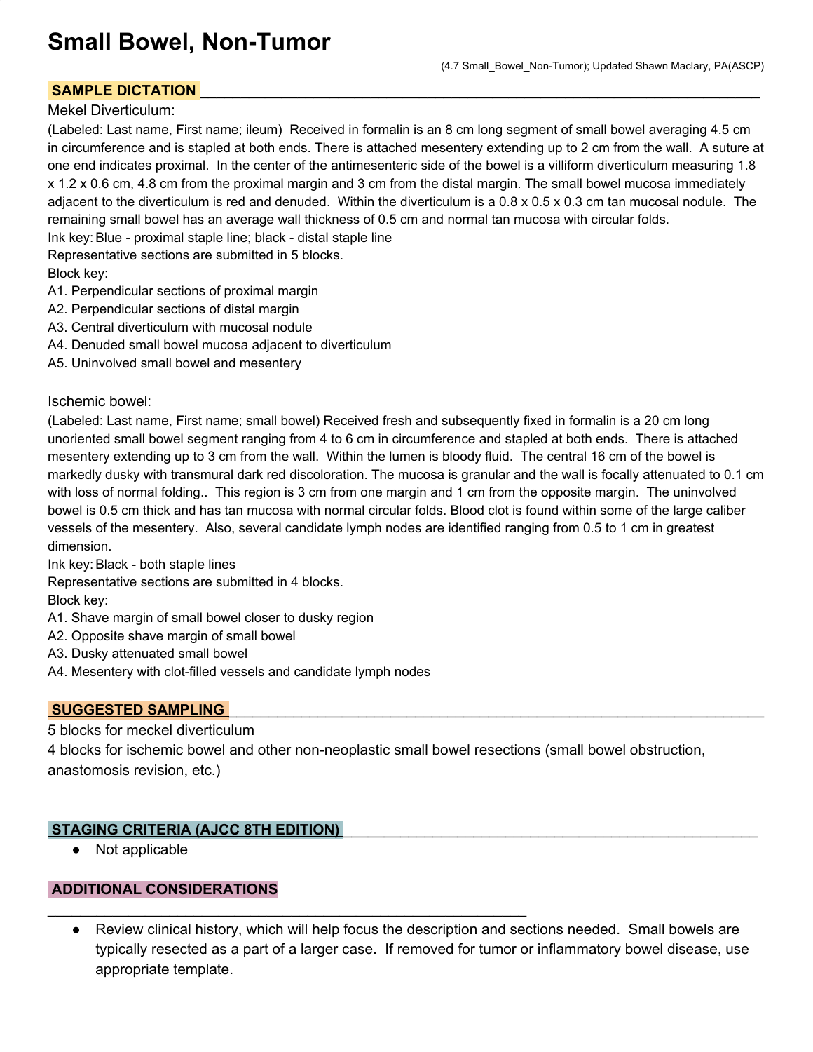# Small Bowel, Non-Tumor

(4.7 Small_Bowel_Non-Tumor); Updated Shawn Maclary, PA(ASCP)

## SAMPLE DICTATION

Mekel Diverticulum:

(Labeled: Last name, First name; ileum) Received in formalin is an 8 cm long segment of small bowel averaging 4.5 cm in circumference and is stapled at both ends. There is attached mesentery extending up to 2 cm from the wall. A suture at one end indicates proximal. In the center of the antimesenteric side of the bowel is a villiform diverticulum measuring 1.8 x 1.2 x 0.6 cm, 4.8 cm from the proximal margin and 3 cm from the distal margin. The small bowel mucosa immediately adjacent to the diverticulum is red and denuded. Within the diverticulum is a 0.8 x 0.5 x 0.3 cm tan mucosal nodule. The remaining small bowel has an average wall thickness of 0.5 cm and normal tan mucosa with circular folds.

Ink key: Blue - proximal staple line; black - distal staple line

Representative sections are submitted in 5 blocks.

Block key:

A1. Perpendicular sections of proximal margin

A2. Perpendicular sections of distal margin

A3. Central diverticulum with mucosal nodule

A4. Denuded small bowel mucosa adjacent to diverticulum

A5. Uninvolved small bowel and mesentery

Ischemic bowel:

(Labeled: Last name, First name; small bowel) Received fresh and subsequently fixed in formalin is a 20 cm long unoriented small bowel segment ranging from 4 to 6 cm in circumference and stapled at both ends. There is attached mesentery extending up to 3 cm from the wall. Within the lumen is bloody fluid. The central 16 cm of the bowel is markedly dusky with transmural dark red discoloration. The mucosa is granular and the wall is focally attenuated to 0.1 cm with loss of normal folding.. This region is 3 cm from one margin and 1 cm from the opposite margin. The uninvolved bowel is 0.5 cm thick and has tan mucosa with normal circular folds. Blood clot is found within some of the large caliber vessels of the mesentery. Also, several candidate lymph nodes are identified ranging from 0.5 to 1 cm in greatest dimension.

Ink key: Black - both staple lines

Representative sections are submitted in 4 blocks.

Block key:

A1. Shave margin of small bowel closer to dusky region

A2. Opposite shave margin of small bowel

A3. Dusky attenuated small bowel

A4. Mesentery with clot-filled vessels and candidate lymph nodes

## SUGGESTED SAMPLING

5 blocks for meckel diverticulum

4 blocks for ischemic bowel and other non-neoplastic small bowel resections (small bowel obstruction, anastomosis revision, etc.)

## STAGING CRITERIA (AJCC 8TH EDITION)

- Not applicable

## ADDITIONAL CONSIDERATIONS

- Review clinical history, which will help focus the description and sections needed. Small bowels are typically resected as a part of a larger case. If removed for tumor or inflammatory bowel disease, use appropriate template.